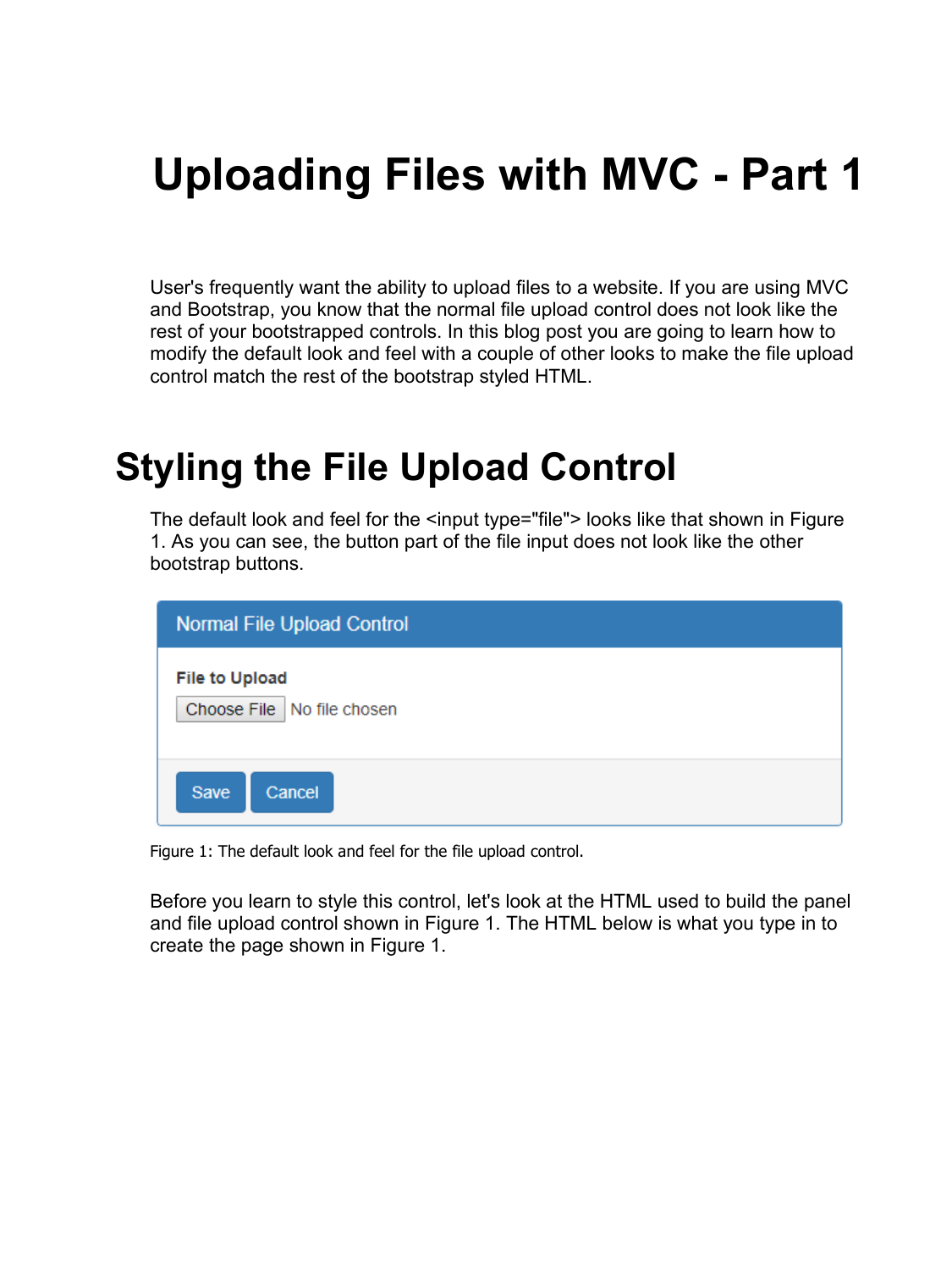# Uploading Files with MVC - Part 1

User's frequently want the ability to upload files to a website. If you are using MVC and Bootstrap, you know that the normal file upload control does not look like the rest of your bootstrapped controls. In this blog post you are going to learn how to modify the default look and feel with a couple of other looks to make the file upload control match the rest of the bootstrap styled HTML.

## Styling the File Upload Control

The default look and feel for the <input type="file"> looks like that shown in Figure 1. As you can see, the button part of the file input does not look like the other bootstrap buttons.

Normal File Upload Control

File to Upload

Choose File No file chosen

Save Cancel

Figure 1: The default look and feel for the file upload control.

Before you learn to style this control, let's look at the HTML used to build the panel and file upload control shown in Figure 1. The HTML below is what you type in to create the page shown in Figure 1.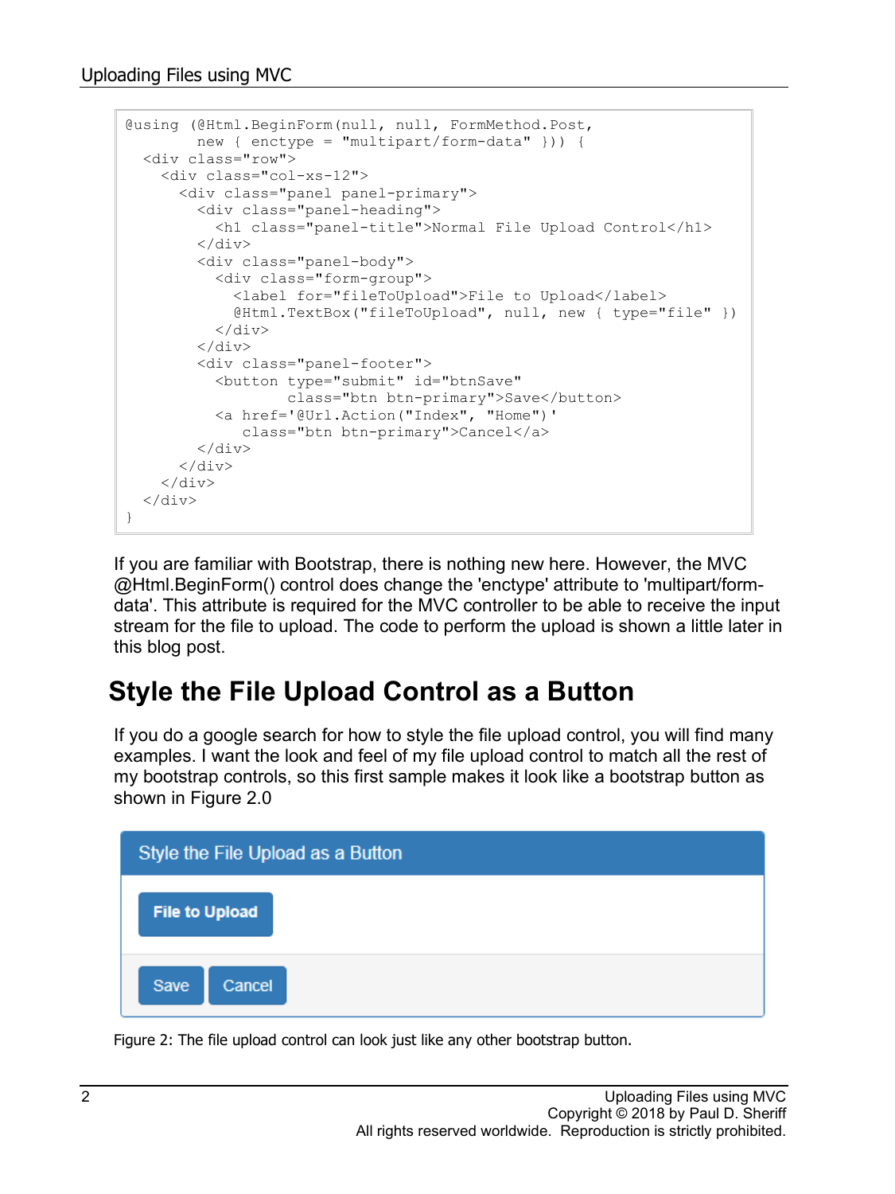```
@using (@Html.BeginForm(null, null, FormMethod.Post,
        new { enctype = "multipart/form-data" })) {
  <div class="row">
    <div class="col-xs-12">
      <div class="panel panel-primary">
        <div class="panel-heading">
          <h1 class="panel-title">Normal File Upload Control</h1>
        </div>
        <div class="panel-body">
          <div class="form-group">
            <label for="fileToUpload">File to Upload</label>
            @Html.TextBox("fileToUpload", null, new { type="file" })
          </div>
        </div>
        <div class="panel-footer">
          <button type="submit" id="btnSave"
                  class="btn btn-primary">Save</button>
          <a href='@Url.Action("Index", "Home")'
             class="btn btn-primary">Cancel</a>
        </div>
      </div>
    </div>
  </div>
}
```

If you are familiar with Bootstrap, there is nothing new here. However, the MVC @Html.BeginForm() control does change the 'enctype' attribute to 'multipart/form-data'. This attribute is required for the MVC controller to be able to receive the input stream for the file to upload. The code to perform the upload is shown a little later in this blog post.

## Style the File Upload Control as a Button

If you do a google search for how to style the file upload control, you will find many examples. I want the look and feel of my file upload control to match all the rest of my bootstrap controls, so this first sample makes it look like a bootstrap button as shown in Figure 2.0

Style the File Upload as a Button

File to Upload

Save Cancel

Figure 2: The file upload control can look just like any other bootstrap button.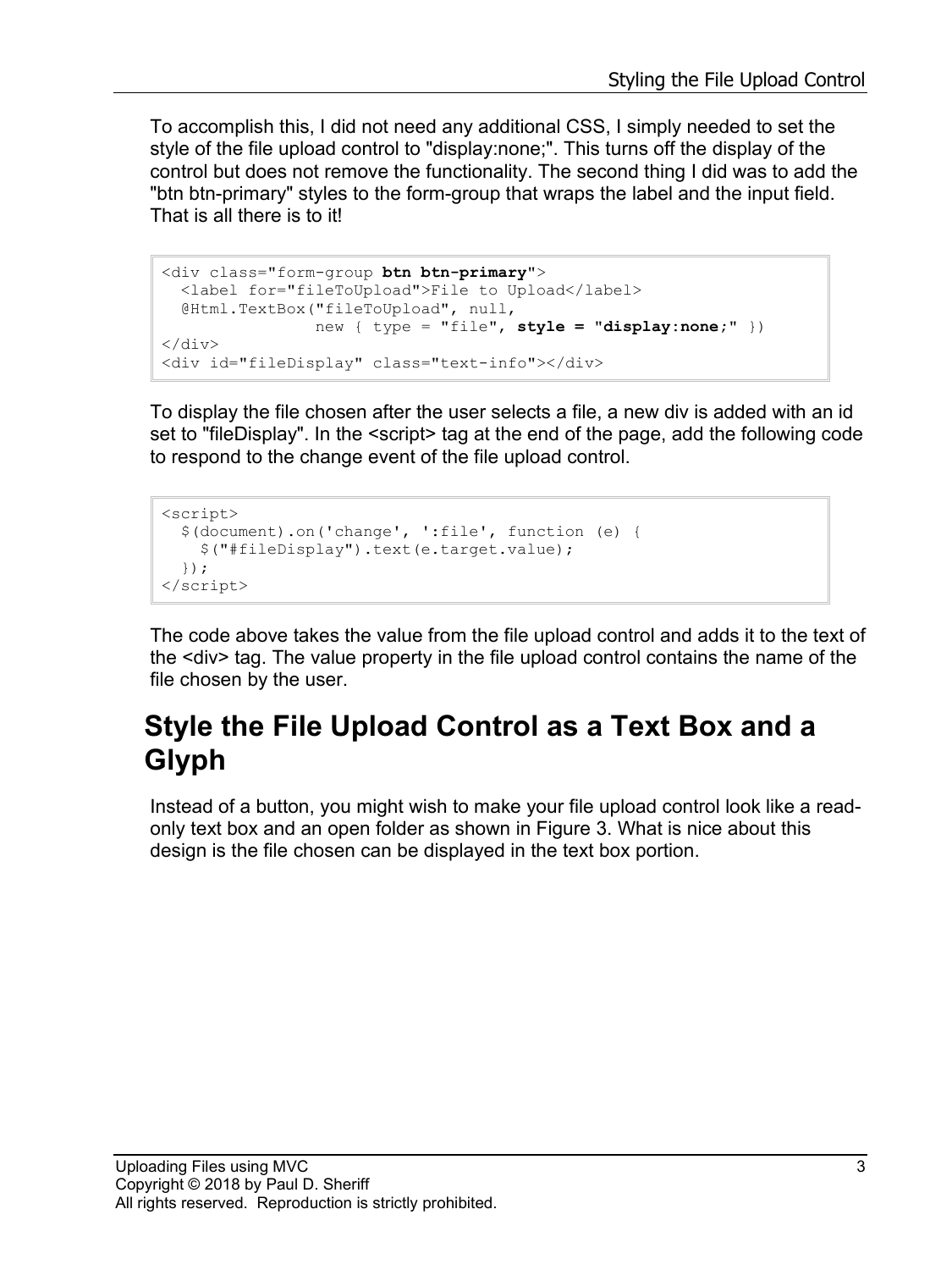To accomplish this, I did not need any additional CSS, I simply needed to set the style of the file upload control to "display:none;". This turns off the display of the control but does not remove the functionality. The second thing I did was to add the "btn btn-primary" styles to the form-group that wraps the label and the input field. That is all there is to it!

```
<div class="form-group btn btn-primary">
  <label for="fileToUpload">File to Upload</label>
  @Html.TextBox("fileToUpload", null,
                new { type = "file", style = "display:none;" })
</div>
<div id="fileDisplay" class="text-info"></div>
```

To display the file chosen after the user selects a file, a new div is added with an id set to "fileDisplay". In the <script> tag at the end of the page, add the following code to respond to the change event of the file upload control.

```
<script>
  $(document).on('change', ':file', function (e) {
    $("#fileDisplay").text(e.target.value);
  });
</script>
```

The code above takes the value from the file upload control and adds it to the text of the <div> tag. The value property in the file upload control contains the name of the file chosen by the user.

## Style the File Upload Control as a Text Box and a Glyph

Instead of a button, you might wish to make your file upload control look like a read-only text box and an open folder as shown in Figure 3. What is nice about this design is the file chosen can be displayed in the text box portion.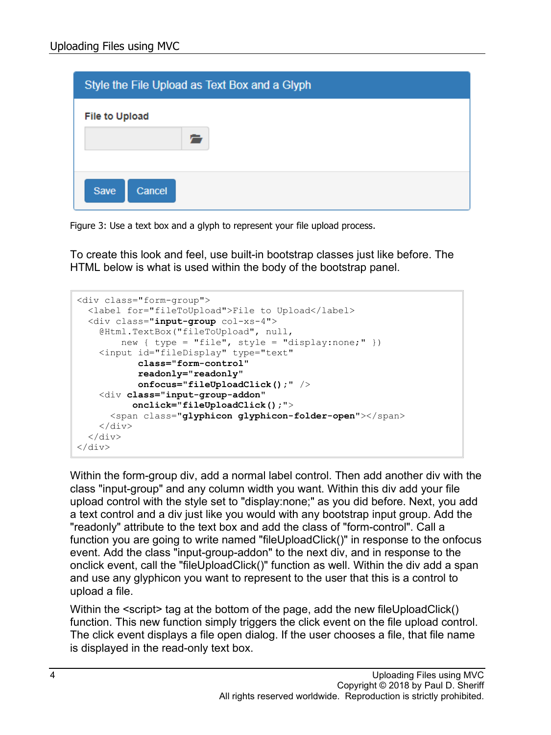Figure 3: Use a text box and a glyph to represent your file upload process.

To create this look and feel, use built-in bootstrap classes just like before. The HTML below is what is used within the body of the bootstrap panel.

```
<div class="form-group">
  <label for="fileToUpload">File to Upload</label>
  <div class="input-group col-xs-4">
    @Html.TextBox("fileToUpload", null,
          new { type = "file", style = "display:none;" })
    <input id="fileDisplay" type="text"
           class="form-control"
           readonly="readonly"
           onfocus="fileUploadClick();" />
    <div class="input-group-addon"
          onclick="fileUploadClick();">
      <span class="glyphicon glyphicon-folder-open"></span>
    </div>
  </div>
</div>
```

Within the form-group div, add a normal label control. Then add another div with the class "input-group" and any column width you want. Within this div add your file upload control with the style set to "display:none;" as you did before. Next, you add a text control and a div just like you would with any bootstrap input group. Add the "readonly" attribute to the text box and add the class of "form-control". Call a function you are going to write named "fileUploadClick()" in response to the onfocus event. Add the class "input-group-addon" to the next div, and in response to the onclick event, call the "fileUploadClick()" function as well. Within the div add a span and use any glyphicon you want to represent to the user that this is a control to upload a file.

Within the <script> tag at the bottom of the page, add the new fileUploadClick() function. This new function simply triggers the click event on the file upload control. The click event displays a file open dialog. If the user chooses a file, that file name is displayed in the read-only text box.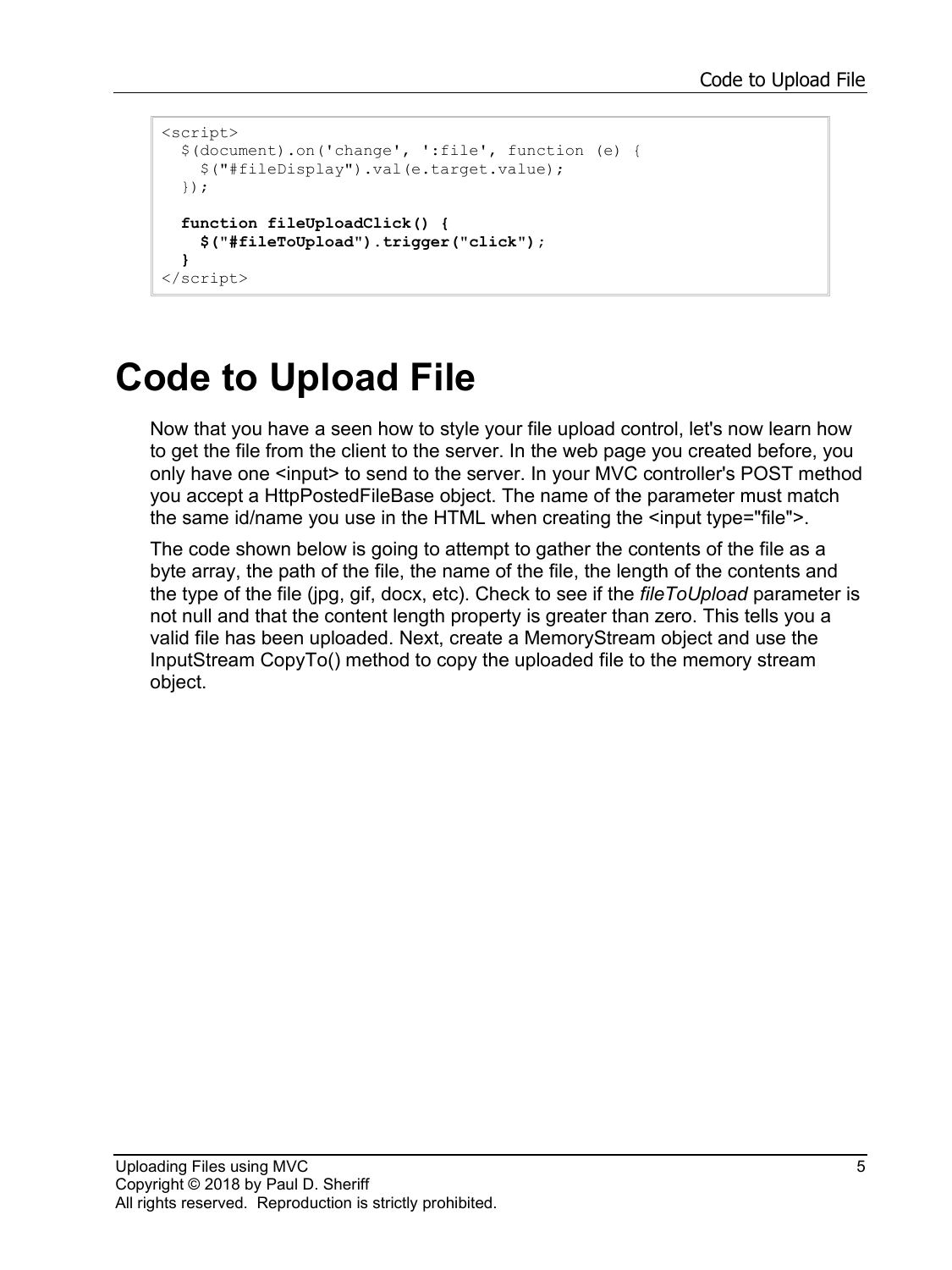```
<script>
  $(document).on('change', ':file', function (e) {
    $("#fileDisplay").val(e.target.value);
  });

  function fileUploadClick() {
    $("#fileToUpload").trigger("click");
  }
</script>
```

# Code to Upload File

Now that you have a seen how to style your file upload control, let's now learn how to get the file from the client to the server. In the web page you created before, you only have one <input> to send to the server. In your MVC controller's POST method you accept a HttpPostedFileBase object. The name of the parameter must match the same id/name you use in the HTML when creating the <input type="file">.

The code shown below is going to attempt to gather the contents of the file as a byte array, the path of the file, the name of the file, the length of the contents and the type of the file (jpg, gif, docx, etc). Check to see if the *fileToUpload* parameter is not null and that the content length property is greater than zero. This tells you a valid file has been uploaded. Next, create a MemoryStream object and use the InputStream CopyTo() method to copy the uploaded file to the memory stream object.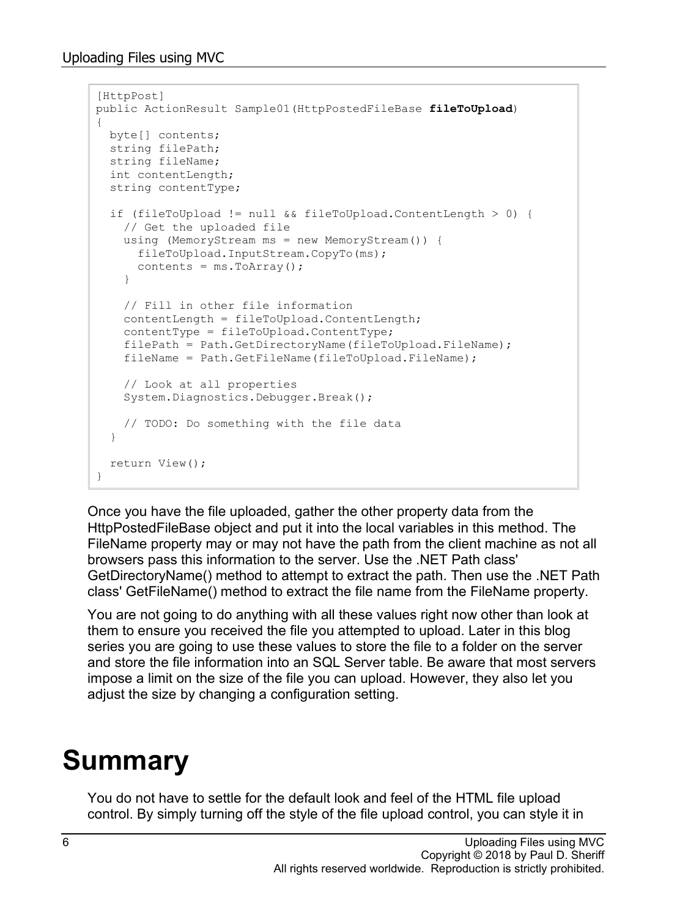```
[HttpPost]
public ActionResult Sample01(HttpPostedFileBase fileToUpload)
{
  byte[] contents;
  string filePath;
  string fileName;
  int contentLength;
  string contentType;

  if (fileToUpload != null && fileToUpload.ContentLength > 0) {
    // Get the uploaded file
    using (MemoryStream ms = new MemoryStream()) {
      fileToUpload.InputStream.CopyTo(ms);
      contents = ms.ToArray();
    }

    // Fill in other file information
    contentLength = fileToUpload.ContentLength;
    contentType = fileToUpload.ContentType;
    filePath = Path.GetDirectoryName(fileToUpload.FileName);
    fileName = Path.GetFileName(fileToUpload.FileName);

    // Look at all properties
    System.Diagnostics.Debugger.Break();

    // TODO: Do something with the file data
  }

  return View();
}
```

Once you have the file uploaded, gather the other property data from the HttpPostedFileBase object and put it into the local variables in this method. The FileName property may or may not have the path from the client machine as not all browsers pass this information to the server. Use the .NET Path class' GetDirectoryName() method to attempt to extract the path. Then use the .NET Path class' GetFileName() method to extract the file name from the FileName property.

You are not going to do anything with all these values right now other than look at them to ensure you received the file you attempted to upload. Later in this blog series you are going to use these values to store the file to a folder on the server and store the file information into an SQL Server table. Be aware that most servers impose a limit on the size of the file you can upload. However, they also let you adjust the size by changing a configuration setting.

# Summary

You do not have to settle for the default look and feel of the HTML file upload control. By simply turning off the style of the file upload control, you can style it in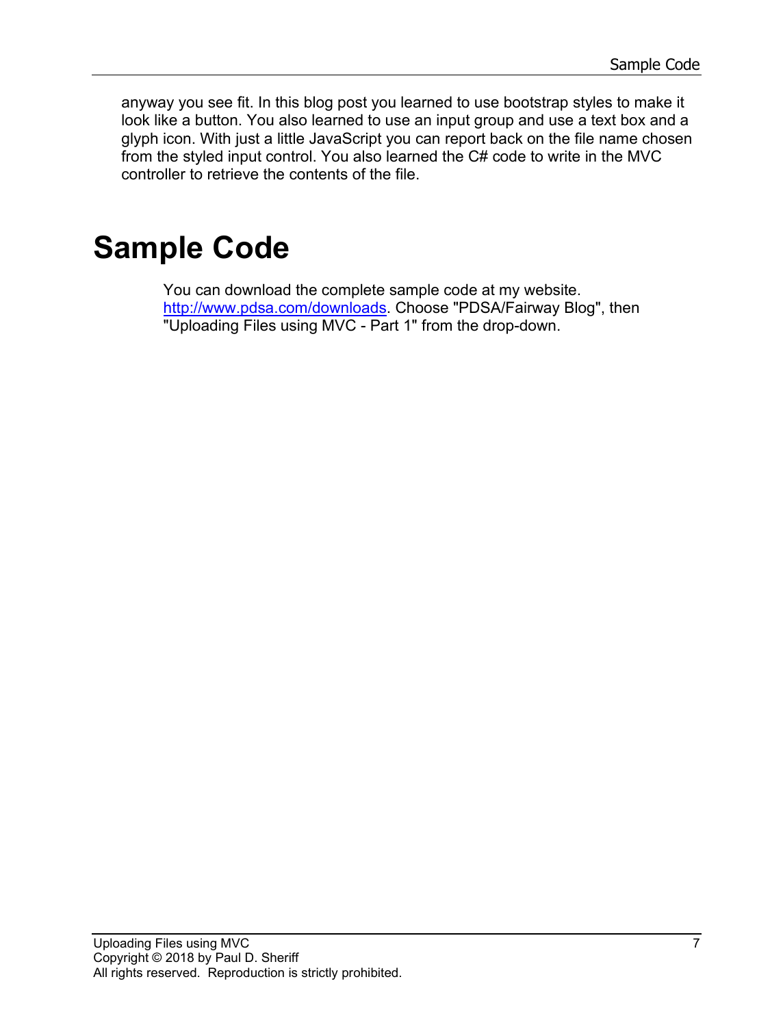anyway you see fit. In this blog post you learned to use bootstrap styles to make it look like a button. You also learned to use an input group and use a text box and a glyph icon. With just a little JavaScript you can report back on the file name chosen from the styled input control. You also learned the C# code to write in the MVC controller to retrieve the contents of the file.

# Sample Code

You can download the complete sample code at my website. [http://www.pdsa.com/downloads](http://www.pdsa.com/downloads). Choose "PDSA/Fairway Blog", then "Uploading Files using MVC - Part 1" from the drop-down.